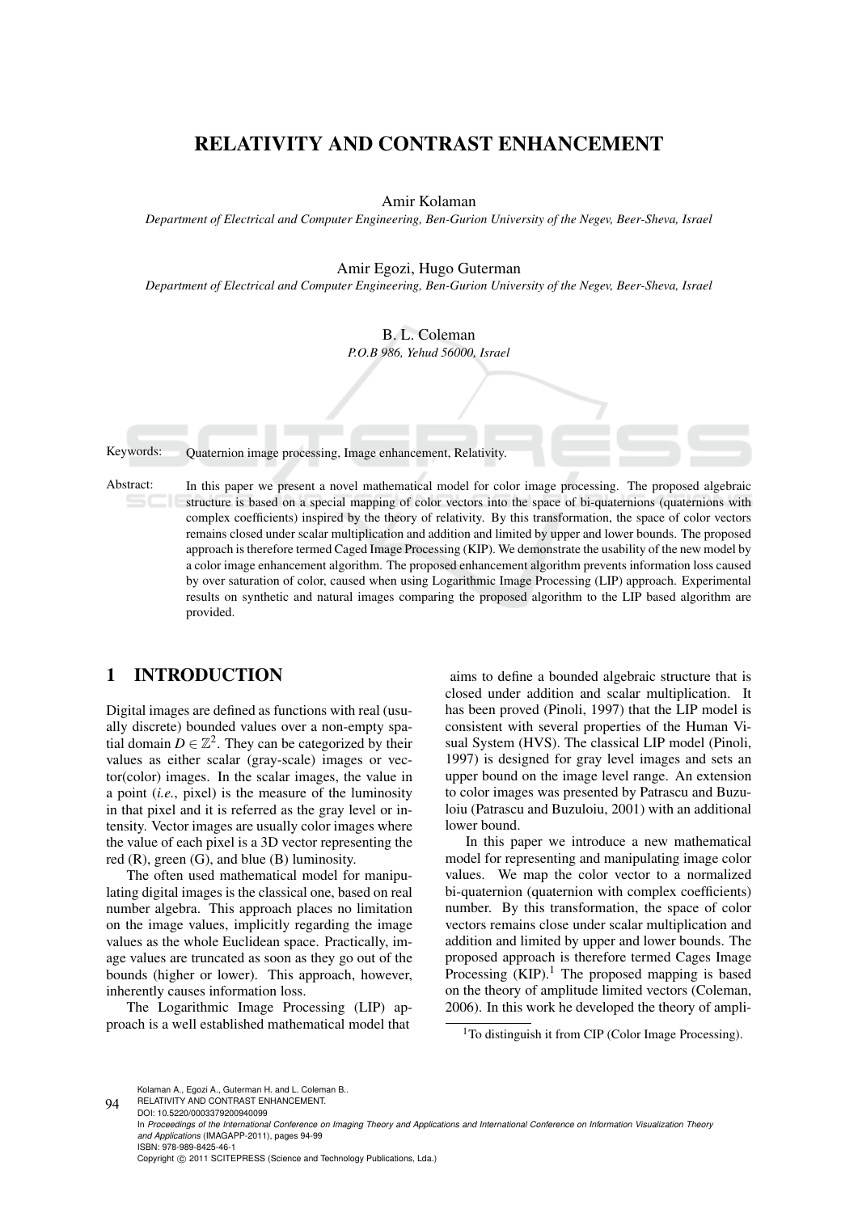# RELATIVITY AND CONTRAST ENHANCEMENT

Amir Kolaman

*Department of Electrical and Computer Engineering, Ben-Gurion University of the Negev, Beer-Sheva, Israel*

Amir Egozi, Hugo Guterman

*Department of Electrical and Computer Engineering, Ben-Gurion University of the Negev, Beer-Sheva, Israel*

B. L. Coleman

*P.O.B 986, Yehud 56000, Israel*

Keywords: Quaternion image processing, Image enhancement, Relativity.

Abstract: In this paper we present a novel mathematical model for color image processing. The proposed algebraic structure is based on a special mapping of color vectors into the space of bi-quaternions (quaternions with complex coefficients) inspired by the theory of relativity. By this transformation, the space of color vectors remains closed under scalar multiplication and addition and limited by upper and lower bounds. The proposed approach is therefore termed Caged Image Processing (KIP). We demonstrate the usability of the new model by a color image enhancement algorithm. The proposed enhancement algorithm prevents information loss caused by over saturation of color, caused when using Logarithmic Image Processing (LIP) approach. Experimental results on synthetic and natural images comparing the proposed algorithm to the LIP based algorithm are provided.

## 1 INTRODUCTION

Digital images are defined as functions with real (usually discrete) bounded values over a non-empty spatial domain $D \in \mathbb{Z}^2$. They can be categorized by their values as either scalar (gray-scale) images or vector(color) images. In the scalar images, the value in a point (*i.e.*, pixel) is the measure of the luminosity in that pixel and it is referred as the gray level or intensity. Vector images are usually color images where the value of each pixel is a 3D vector representing the red (R), green (G), and blue (B) luminosity.

The often used mathematical model for manipulating digital images is the classical one, based on real number algebra. This approach places no limitation on the image values, implicitly regarding the image values as the whole Euclidean space. Practically, image values are truncated as soon as they go out of the bounds (higher or lower). This approach, however, inherently causes information loss.

The Logarithmic Image Processing (LIP) approach is a well established mathematical model that aims to define a bounded algebraic structure that is closed under addition and scalar multiplication. It has been proved (Pinoli, 1997) that the LIP model is consistent with several properties of the Human Visual System (HVS). The classical LIP model (Pinoli, 1997) is designed for gray level images and sets an upper bound on the image level range. An extension to color images was presented by Patrascu and Buzuloiu (Patrascu and Buzuloiu, 2001) with an additional lower bound.

In this paper we introduce a new mathematical model for representing and manipulating image color values. We map the color vector to a normalized bi-quaternion (quaternion with complex coefficients) number. By this transformation, the space of color vectors remains close under scalar multiplication and addition and limited by upper and lower bounds. The proposed approach is therefore termed Cages Image Processing (KIP).[1] The proposed mapping is based on the theory of amplitude limited vectors (Coleman, 2006). In this work he developed the theory of ampli-

[1] To distinguish it from CIP (Color Image Processing).

Kolaman A., Egozi A., Guterman H. and L. Coleman B..
RELATIVITY AND CONTRAST ENHANCEMENT.
DOI: 10.5220/0003379200940099
In *Proceedings of the International Conference on Imaging Theory and Applications and International Conference on Information Visualization Theory and Applications* (IMAGAPP-2011), pages 94-99
ISBN: 978-989-8425-46-1
Copyright © 2011 SCITEPRESS (Science and Technology Publications, Lda.)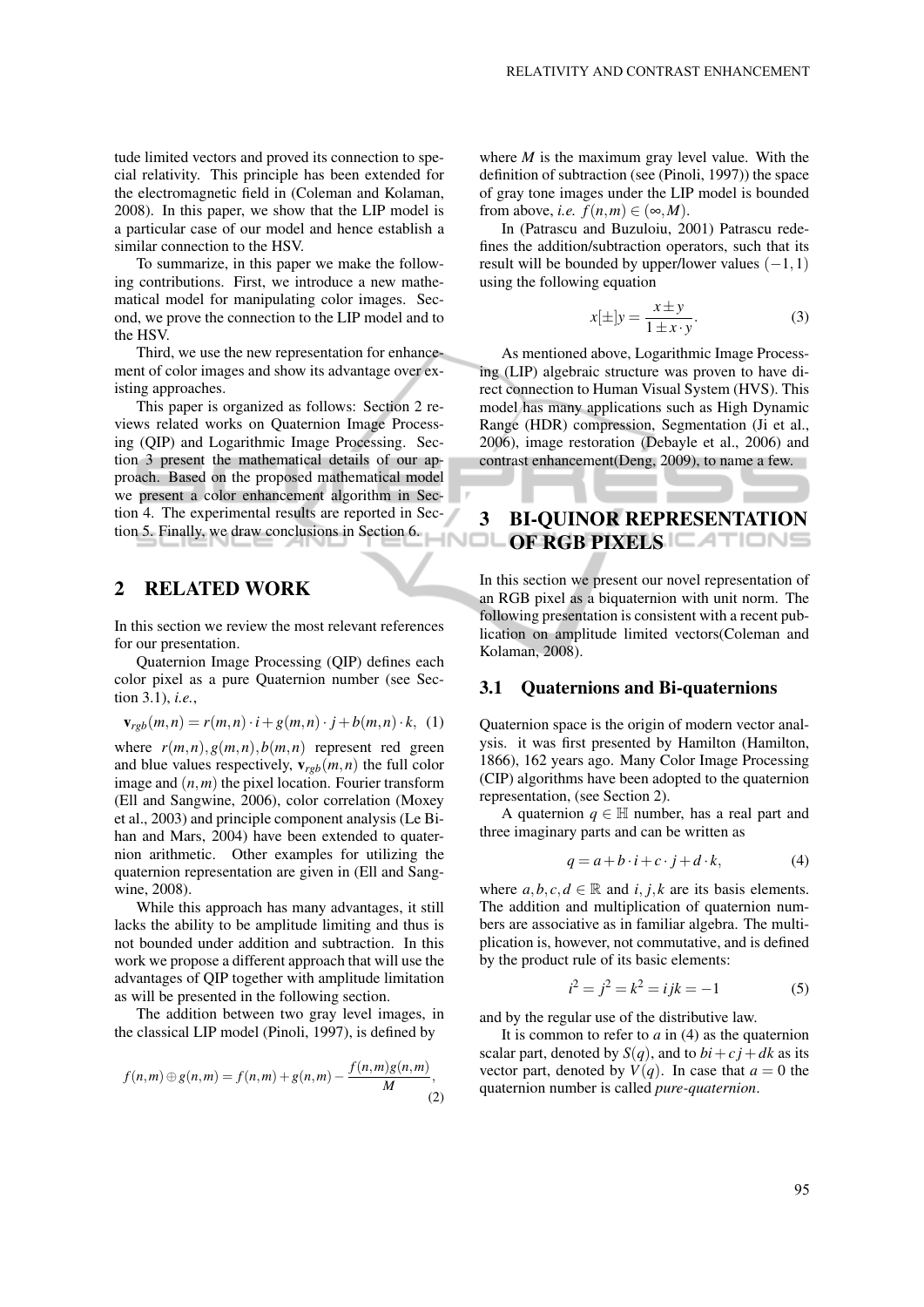tude limited vectors and proved its connection to special relativity. This principle has been extended for the electromagnetic field in (Coleman and Kolaman, 2008). In this paper, we show that the LIP model is a particular case of our model and hence establish a similar connection to the HSV.

To summarize, in this paper we make the following contributions. First, we introduce a new mathematical model for manipulating color images. Second, we prove the connection to the LIP model and to the HSV.

Third, we use the new representation for enhancement of color images and show its advantage over existing approaches.

This paper is organized as follows: Section 2 reviews related works on Quaternion Image Processing (QIP) and Logarithmic Image Processing. Section 3 present the mathematical details of our approach. Based on the proposed mathematical model we present a color enhancement algorithm in Section 4. The experimental results are reported in Section 5. Finally, we draw conclusions in Section 6.

## 2 RELATED WORK

In this section we review the most relevant references for our presentation.

Quaternion Image Processing (QIP) defines each color pixel as a pure Quaternion number (see Section 3.1), *i.e.*,

$$\mathbf{v}_{rgb}(m,n) = r(m,n) \cdot i + g(m,n) \cdot j + b(m,n) \cdot k, \quad (1)$$

where $r(m,n), g(m,n), b(m,n)$ represent red green and blue values respectively, $\mathbf{v}_{rgb}(m,n)$ the full color image and $(n,m)$ the pixel location. Fourier transform (Ell and Sangwine, 2006), color correlation (Moxey et al., 2003) and principle component analysis (Le Bihan and Mars, 2004) have been extended to quaternion arithmetic. Other examples for utilizing the quaternion representation are given in (Ell and Sangwine, 2008).

While this approach has many advantages, it still lacks the ability to be amplitude limiting and thus is not bounded under addition and subtraction. In this work we propose a different approach that will use the advantages of QIP together with amplitude limitation as will be presented in the following section.

The addition between two gray level images, in the classical LIP model (Pinoli, 1997), is defined by

$$f(n,m) \oplus g(n,m) = f(n,m) + g(n,m) - \frac{f(n,m)g(n,m)}{M}, \quad (2)$$

where $M$ is the maximum gray level value. With the definition of subtraction (see (Pinoli, 1997)) the space of gray tone images under the LIP model is bounded from above, *i.e.* $f(n,m) \in (\infty, M)$.

In (Patrascu and Buzuloiu, 2001) Patrascu redefines the addition/subtraction operators, such that its result will be bounded by upper/lower values $(-1,1)$ using the following equation

$$x[\pm]y = \frac{x \pm y}{1 \pm x \cdot y}. \quad (3)$$

As mentioned above, Logarithmic Image Processing (LIP) algebraic structure was proven to have direct connection to Human Visual System (HVS). This model has many applications such as High Dynamic Range (HDR) compression, Segmentation (Ji et al., 2006), image restoration (Debayle et al., 2006) and contrast enhancement(Deng, 2009), to name a few.

## 3 BI-QUINOR REPRESENTATION OF RGB PIXELS

In this section we present our novel representation of an RGB pixel as a biquaternion with unit norm. The following presentation is consistent with a recent publication on amplitude limited vectors(Coleman and Kolaman, 2008).

### 3.1 Quaternions and Bi-quaternions

Quaternion space is the origin of modern vector analysis. it was first presented by Hamilton (Hamilton, 1866), 162 years ago. Many Color Image Processing (CIP) algorithms have been adopted to the quaternion representation, (see Section 2).

A quaternion $q \in \mathbb{H}$ number, has a real part and three imaginary parts and can be written as

$$q = a + b \cdot i + c \cdot j + d \cdot k, \quad (4)$$

where $a,b,c,d \in \mathbb{R}$ and $i,j,k$ are its basis elements. The addition and multiplication of quaternion numbers are associative as in familiar algebra. The multiplication is, however, not commutative, and is defined by the product rule of its basic elements:

$$i^2 = j^2 = k^2 = ijk = -1 \quad (5)$$

and by the regular use of the distributive law.

It is common to refer to $a$ in (4) as the quaternion scalar part, denoted by $S(q)$, and to $bi + cj + dk$ as its vector part, denoted by $V(q)$. In case that $a = 0$ the quaternion number is called *pure-quaternion*.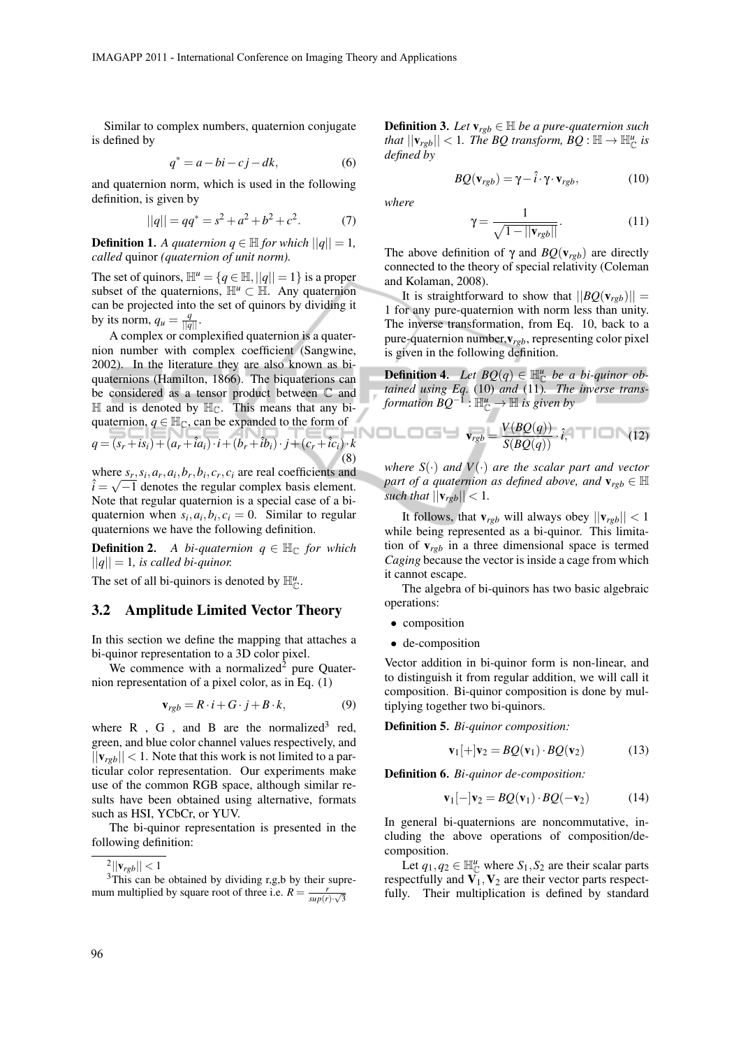Similar to complex numbers, quaternion conjugate is defined by

$$q^* = a - bi - cj - dk, \tag{6}$$

and quaternion norm, which is used in the following definition, is given by

$$||q|| = qq^* = s^2 + a^2 + b^2 + c^2. \tag{7}$$

**Definition 1.** *A quaternion $q \in \mathbb{H}$ for which $||q|| = 1$, called* quinor *(quaternion of unit norm).*

The set of quinors, $\mathbb{H}^u = \{q \in \mathbb{H}, ||q|| = 1\}$ is a proper subset of the quaternions, $\mathbb{H}^u \subset \mathbb{H}$. Any quaternion can be projected into the set of quinors by dividing it by its norm, $q_u = \frac{q}{||q||}$.

A complex or complexified quaternion is a quaternion number with complex coefficient (Sangwine, 2002). In the literature they are also known as biquaternions (Hamilton, 1866). The biquaterions can be considered as a tensor product between $\mathbb{C}$ and $\mathbb{H}$ and is denoted by $\mathbb{H}_{\mathbb{C}}$. This means that any biquaternion, $q \in \mathbb{H}_{\mathbb{C}}$, can be expanded to the form of

$$q = (s_r + \hat{i}s_i) + (a_r + \hat{i}a_i) \cdot i + (b_r + \hat{i}b_i) \cdot j + (c_r + \hat{i}c_i) \cdot k \tag{8}$$

where $s_r, s_i, a_r, a_i, b_r, b_i, c_r, c_i$ are real coefficients and $\hat{i} = \sqrt{-1}$ denotes the regular complex basis element. Note that regular quaternion is a special case of a biquaternion when $s_i, a_i, b_i, c_i = 0$. Similar to regular quaternions we have the following definition.

**Definition 2.** *A bi-quaternion $q \in \mathbb{H}_{\mathbb{C}}$ for which $||q|| = 1$, is called bi-quinor.*

The set of all bi-quinors is denoted by $\mathbb{H}^u_{\mathbb{C}}$.

## 3.2 Amplitude Limited Vector Theory

In this section we define the mapping that attaches a bi-quinor representation to a 3D color pixel.

We commence with a normalized[2] pure Quaternion representation of a pixel color, as in Eq. (1)

$$\mathbf{v}_{rgb} = R \cdot i + G \cdot j + B \cdot k, \tag{9}$$

where R , G , and B are the normalized[3] red, green, and blue color channel values respectively, and $||\mathbf{v}_{rgb}|| < 1$. Note that this work is not limited to a particular color representation. Our experiments make use of the common RGB space, although similar results have been obtained using alternative, formats such as HSI, YCbCr, or YUV.

The bi-quinor representation is presented in the following definition:

[2] $||\mathbf{v}_{rgb}|| < 1$

[3] This can be obtained by dividing r,g,b by their supremum multiplied by square root of three i.e. $R = \frac{r}{sup(r) \cdot \sqrt{3}}$

**Definition 3.** *Let $\mathbf{v}_{rgb} \in \mathbb{H}$ be a pure-quaternion such that $||\mathbf{v}_{rgb}|| < 1$. The BQ transform, $BQ : \mathbb{H} \to \mathbb{H}^u_{\mathbb{C}}$ is defined by*

$$BQ(\mathbf{v}_{rgb}) = \gamma - \hat{i} \cdot \gamma \cdot \mathbf{v}_{rgb}, \tag{10}$$

*where*

$$\gamma = \frac{1}{\sqrt{1 - ||\mathbf{v}_{rgb}||}}. \tag{11}$$

The above definition of $\gamma$ and $BQ(\mathbf{v}_{rgb})$ are directly connected to the theory of special relativity (Coleman and Kolaman, 2008).

It is straightforward to show that $||BQ(\mathbf{v}_{rgb})|| = 1$ for any pure-quaternion with norm less than unity. The inverse transformation, from Eq. 10, back to a pure-quaternion number, $\mathbf{v}_{rgb}$, representing color pixel is given in the following definition.

**Definition 4.** *Let $BQ(q) \in \mathbb{H}^u_{\mathbb{C}}$ be a bi-quinor obtained using Eq. (10) and (11). The inverse transformation $BQ^{-1} : \mathbb{H}^u_{\mathbb{C}} \to \mathbb{H}$ is given by*

$$\mathbf{v}_{rgb} = \frac{V(BQ(q))}{S(BQ(q))} \cdot \hat{i}, \tag{12}$$

*where $S(\cdot)$ and $V(\cdot)$ are the scalar part and vector part of a quaternion as defined above, and $\mathbf{v}_{rgb} \in \mathbb{H}$ such that $||\mathbf{v}_{rgb}|| < 1$.*

It follows, that $\mathbf{v}_{rgb}$ will always obey $||\mathbf{v}_{rgb}|| < 1$ while being represented as a bi-quinor. This limitation of $\mathbf{v}_{rgb}$ in a three dimensional space is termed *Caging* because the vector is inside a cage from which it cannot escape.

The algebra of bi-quinors has two basic algebraic operations:

- composition
- de-composition

Vector addition in bi-quinor form is non-linear, and to distinguish it from regular addition, we will call it composition. Bi-quinor composition is done by multiplying together two bi-quinors.

**Definition 5.** *Bi-quinor composition:*

$$\mathbf{v}_1 [+] \mathbf{v}_2 = BQ(\mathbf{v}_1) \cdot BQ(\mathbf{v}_2) \tag{13}$$

**Definition 6.** *Bi-quinor de-composition:*

$$\mathbf{v}_1 [-] \mathbf{v}_2 = BQ(\mathbf{v}_1) \cdot BQ(-\mathbf{v}_2) \tag{14}$$

In general bi-quaternions are noncommutative, including the above operations of composition/de-composition.

Let $q_1, q_2 \in \mathbb{H}^u_{\mathbb{C}}$ where $S_1, S_2$ are their scalar parts respectfully and $\mathbf{V}_1, \mathbf{V}_2$ are their vector parts respectfully. Their multiplication is defined by standard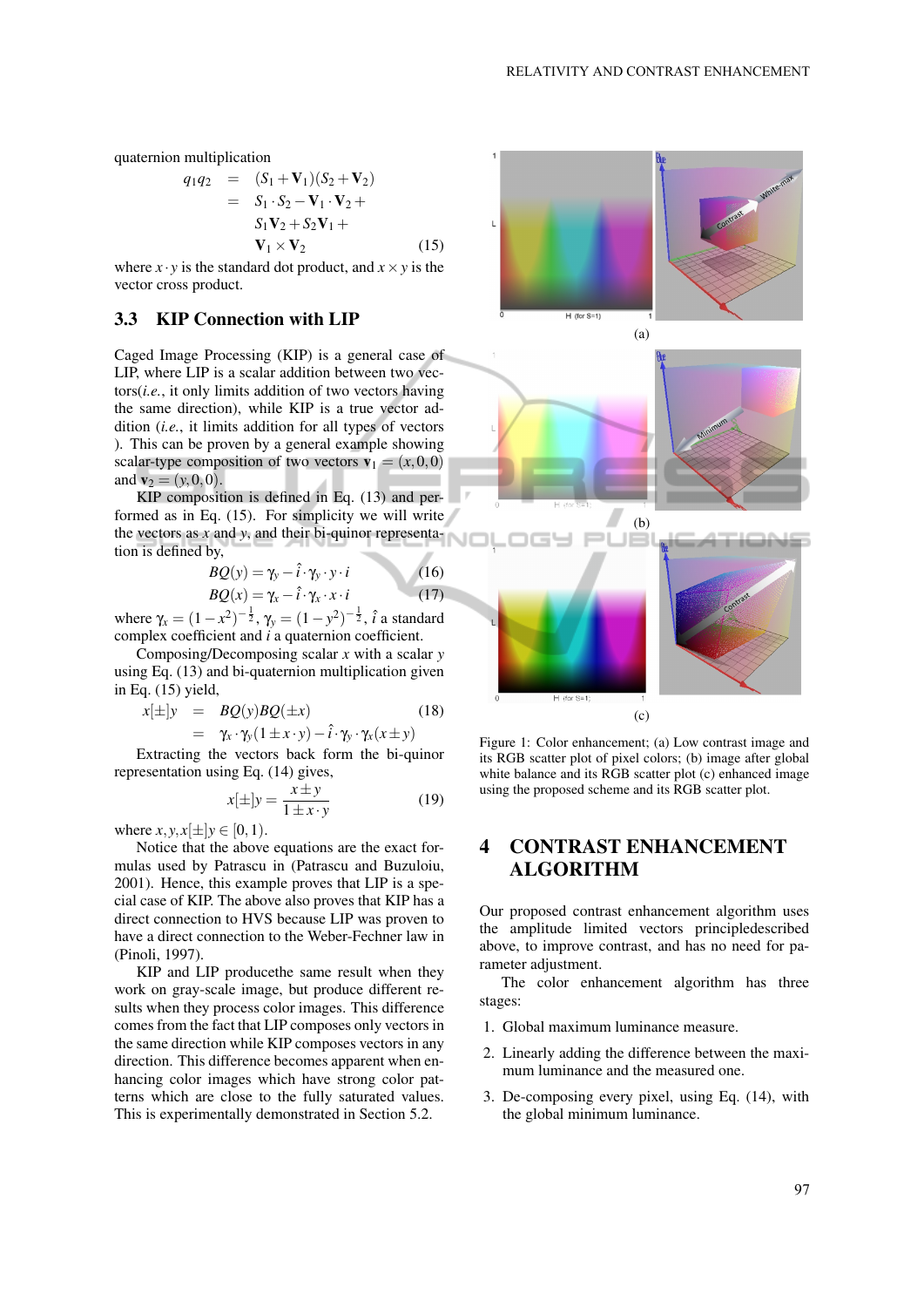quaternion multiplication

$$
\begin{aligned}
q_1 q_2 &= (S_1 + \mathbf{V}_1)(S_2 + \mathbf{V}_2) \\
&= S_1 \cdot S_2 - \mathbf{V}_1 \cdot \mathbf{V}_2 + \\
&\quad S_1 \mathbf{V}_2 + S_2 \mathbf{V}_1 + \\
&\quad \mathbf{V}_1 \times \mathbf{V}_2 \qquad (15)
\end{aligned}
$$

where $x \cdot y$ is the standard dot product, and $x \times y$ is the vector cross product.

### 3.3 KIP Connection with LIP

Caged Image Processing (KIP) is a general case of LIP, where LIP is a scalar addition between two vectors(*i.e.*, it only limits addition of two vectors having the same direction), while KIP is a true vector addition (*i.e.*, it limits addition for all types of vectors ). This can be proven by a general example showing scalar-type composition of two vectors $\mathbf{v}_1 = (x,0,0)$ and $\mathbf{v}_2 = (y,0,0)$.

KIP composition is defined in Eq. (13) and performed as in Eq. (15). For simplicity we will write the vectors as $x$ and $y$, and their bi-quinor representation is defined by,

$$BQ(y) = \gamma_y - \hat{i} \cdot \gamma_y \cdot y \cdot i \qquad (16)$$

$$BQ(x) = \gamma_x - \hat{i} \cdot \gamma_x \cdot x \cdot i \qquad (17)$$

where $\gamma_x = (1-x^2)^{-\frac{1}{2}}$, $\gamma_y = (1-y^2)^{-\frac{1}{2}}$, $\hat{i}$ a standard complex coefficient and $i$ a quaternion coefficient.

Composing/Decomposing scalar $x$ with a scalar $y$ using Eq. (13) and bi-quaternion multiplication given in Eq. (15) yield,

$$
\begin{aligned}
x[\pm]y &= BQ(y)BQ(\pm x) \qquad (18) \\
&= \gamma_x \cdot \gamma_y (1 \pm x \cdot y) - \hat{i} \cdot \gamma_y \cdot \gamma_x (x \pm y)
\end{aligned}
$$

Extracting the vectors back form the bi-quinor representation using Eq. (14) gives,

$$x[\pm]y = \frac{x \pm y}{1 \pm x \cdot y} \qquad (19)$$

where $x, y, x[\pm]y \in [0,1)$.

Notice that the above equations are the exact formulas used by Patrascu in (Patrascu and Buzuloiu, 2001). Hence, this example proves that LIP is a special case of KIP. The above also proves that KIP has a direct connection to HVS because LIP was proven to have a direct connection to the Weber-Fechner law in (Pinoli, 1997).

KIP and LIP producethe same result when they work on gray-scale image, but produce different results when they process color images. This difference comes from the fact that LIP composes only vectors in the same direction while KIP composes vectors in any direction. This difference becomes apparent when enhancing color images which have strong color patterns which are close to the fully saturated values. This is experimentally demonstrated in Section 5.2.

Figure 1: Color enhancement; (a) Low contrast image and its RGB scatter plot of pixel colors; (b) image after global white balance and its RGB scatter plot (c) enhanced image using the proposed scheme and its RGB scatter plot.

## 4 CONTRAST ENHANCEMENT ALGORITHM

Our proposed contrast enhancement algorithm uses the amplitude limited vectors principledescribed above, to improve contrast, and has no need for parameter adjustment.

The color enhancement algorithm has three stages:

1. Global maximum luminance measure.
2. Linearly adding the difference between the maximum luminance and the measured one.
3. De-composing every pixel, using Eq. (14), with the global minimum luminance.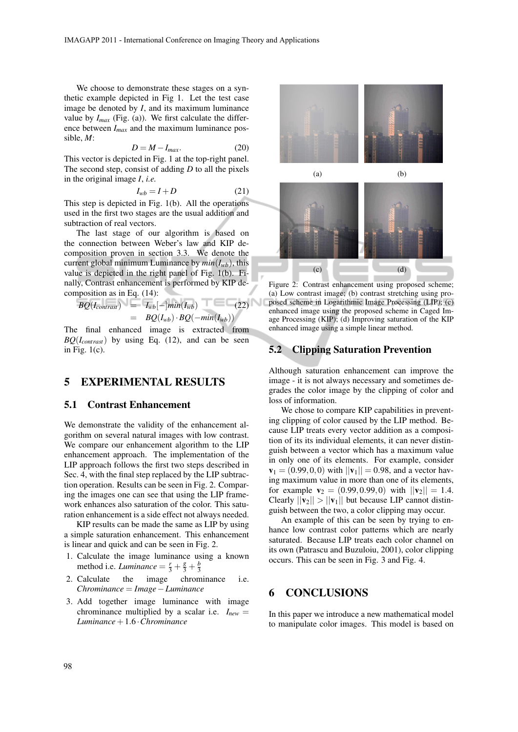We choose to demonstrate these stages on a synthetic example depicted in Fig 1. Let the test case image be denoted by $I$, and its maximum luminance value by $I_{max}$ (Fig. (a)). We first calculate the difference between $I_{max}$ and the maximum luminance possible, $M$:

$$D = M - I_{max}. \tag{20}$$

This vector is depicted in Fig. 1 at the top-right panel. The second step, consist of adding $D$ to all the pixels in the original image $I$, *i.e.*

$$I_{wb} = I + D \tag{21}$$

This step is depicted in Fig. 1(b). All the operations used in the first two stages are the usual addition and subtraction of real vectors.

The last stage of our algorithm is based on the connection between Weber's law and KIP decomposition proven in section 3.3. We denote the current global minimum Luminance by $min(I_{wb})$, this value is depicted in the right panel of Fig. 1(b). Finally, Contrast enhancement is performed by KIP decomposition as in Eq. (14):

$$\begin{aligned} BQ(I_{contrast}) &= I_{wb}[-]min(I_{wb}) \\ &= BQ(I_{wb}) \cdot BQ(-min(I_{wb})) \end{aligned} \tag{22}$$

The final enhanced image is extracted from $BQ(I_{contrast})$ by using Eq. (12), and can be seen in Fig. 1(c).

## 5 EXPERIMENTAL RESULTS

### 5.1 Contrast Enhancement

We demonstrate the validity of the enhancement algorithm on several natural images with low contrast. We compare our enhancement algorithm to the LIP enhancement approach. The implementation of the LIP approach follows the first two steps described in Sec. 4, with the final step replaced by the LIP subtraction operation. Results can be seen in Fig. 2. Comparing the images one can see that using the LIP framework enhances also saturation of the color. This saturation enhancement is a side effect not always needed.

KIP results can be made the same as LIP by using a simple saturation enhancement. This enhancement is linear and quick and can be seen in Fig. 2.

1. Calculate the image luminance using a known method i.e. $Luminance = \frac{r}{3} + \frac{g}{3} + \frac{b}{3}$
2. Calculate the image chrominance i.e. $Chrominance = Image - Luminance$
3. Add together image luminance with image chrominance multiplied by a scalar i.e. $I_{new} = Luminance + 1.6 \cdot Chrominance$

Figure 2: Contrast enhancement using proposed scheme; (a) Low contrast image; (b) contrast stretching using proposed scheme in Logarithmic Image Processing (LIP); (c) enhanced image using the proposed scheme in Caged Image Processing (KIP); (d) Improving saturation of the KIP enhanced image using a simple linear method.

### 5.2 Clipping Saturation Prevention

Although saturation enhancement can improve the image - it is not always necessary and sometimes degrades the color image by the clipping of color and loss of information.

We chose to compare KIP capabilities in preventing clipping of color caused by the LIP method. Because LIP treats every vector addition as a composition of its its individual elements, it can never distinguish between a vector which has a maximum value in only one of its elements. For example, consider $\mathbf{v}_1 = (0.99, 0, 0)$ with $||\mathbf{v}_1|| = 0.98$, and a vector having maximum value in more than one of its elements, for example $\mathbf{v}_2 = (0.99, 0.99, 0)$ with $||\mathbf{v}_2|| = 1.4$. Clearly $||\mathbf{v}_2|| > ||\mathbf{v}_1||$ but because LIP cannot distinguish between the two, a color clipping may occur.

An example of this can be seen by trying to enhance low contrast color patterns which are nearly saturated. Because LIP treats each color channel on its own (Patrascu and Buzuloiu, 2001), color clipping occurs. This can be seen in Fig. 3 and Fig. 4.

## 6 CONCLUSIONS

In this paper we introduce a new mathematical model to manipulate color images. This model is based on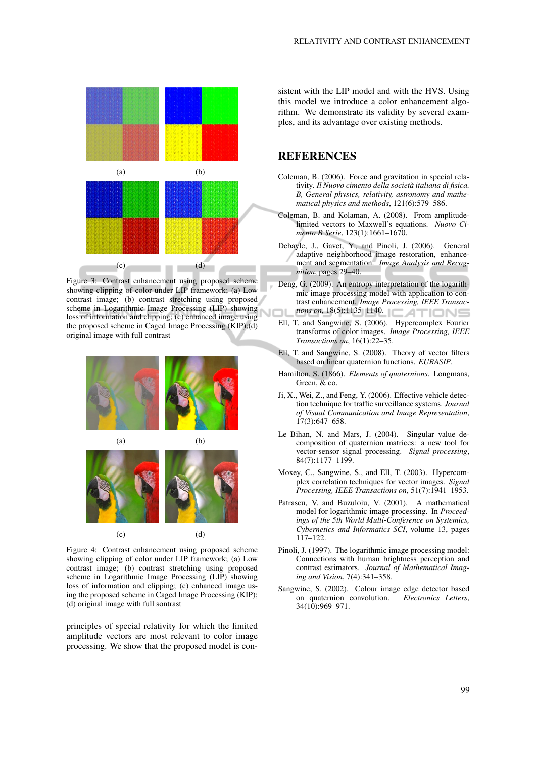(a) (b)

(c) (d)

Figure 3: Contrast enhancement using proposed scheme showing clipping of color under LIP framework; (a) Low contrast image; (b) contrast stretching using proposed scheme in Logarithmic Image Processing (LIP) showing loss of information and clipping; (c) enhanced image using the proposed scheme in Caged Image Processing (KIP);(d) original image with full contrast

(a) (b)

(c) (d)

Figure 4: Contrast enhancement using proposed scheme showing clipping of color under LIP framework; (a) Low contrast image; (b) contrast stretching using proposed scheme in Logarithmic Image Processing (LIP) showing loss of information and clipping; (c) enhanced image using the proposed scheme in Caged Image Processing (KIP); (d) original image with full sontrast

principles of special relativity for which the limited amplitude vectors are most relevant to color image processing. We show that the proposed model is consistent with the LIP model and with the HVS. Using this model we introduce a color enhancement algorithm. We demonstrate its validity by several examples, and its advantage over existing methods.

## REFERENCES

Coleman, B. (2006). Force and gravitation in special relativity. *Il Nuovo cimento della società italiana di fisica. B, General physics, relativity, astronomy and mathematical physics and methods*, 121(6):579–586.

Coleman, B. and Kolaman, A. (2008). From amplitude-limited vectors to Maxwell's equations. *Nuovo Cimento B Serie*, 123(1):1661–1670.

Debayle, J., Gavet, Y., and Pinoli, J. (2006). General adaptive neighborhood image restoration, enhancement and segmentation. *Image Analysis and Recognition*, pages 29–40.

Deng, G. (2009). An entropy interpretation of the logarithmic image processing model with application to contrast enhancement. *Image Processing, IEEE Transactions on*, 18(5):1135–1140.

Ell, T. and Sangwine, S. (2006). Hypercomplex Fourier transforms of color images. *Image Processing, IEEE Transactions on*, 16(1):22–35.

Ell, T. and Sangwine, S. (2008). Theory of vector filters based on linear quaternion functions. *EURASIP*.

Hamilton, S. (1866). *Elements of quaternions*. Longmans, Green, & co.

Ji, X., Wei, Z., and Feng, Y. (2006). Effective vehicle detection technique for traffic surveillance systems. *Journal of Visual Communication and Image Representation*, 17(3):647–658.

Le Bihan, N. and Mars, J. (2004). Singular value decomposition of quaternion matrices: a new tool for vector-sensor signal processing. *Signal processing*, 84(7):1177–1199.

Moxey, C., Sangwine, S., and Ell, T. (2003). Hypercomplex correlation techniques for vector images. *Signal Processing, IEEE Transactions on*, 51(7):1941–1953.

Patrascu, V. and Buzuloiu, V. (2001). A mathematical model for logarithmic image processing. In *Proceedings of the 5th World Multi-Conference on Systemics, Cybernetics and Informatics SCI*, volume 13, pages 117–122.

Pinoli, J. (1997). The logarithmic image processing model: Connections with human brightness perception and contrast estimators. *Journal of Mathematical Imaging and Vision*, 7(4):341–358.

Sangwine, S. (2002). Colour image edge detector based on quaternion convolution. *Electronics Letters*, 34(10):969–971.